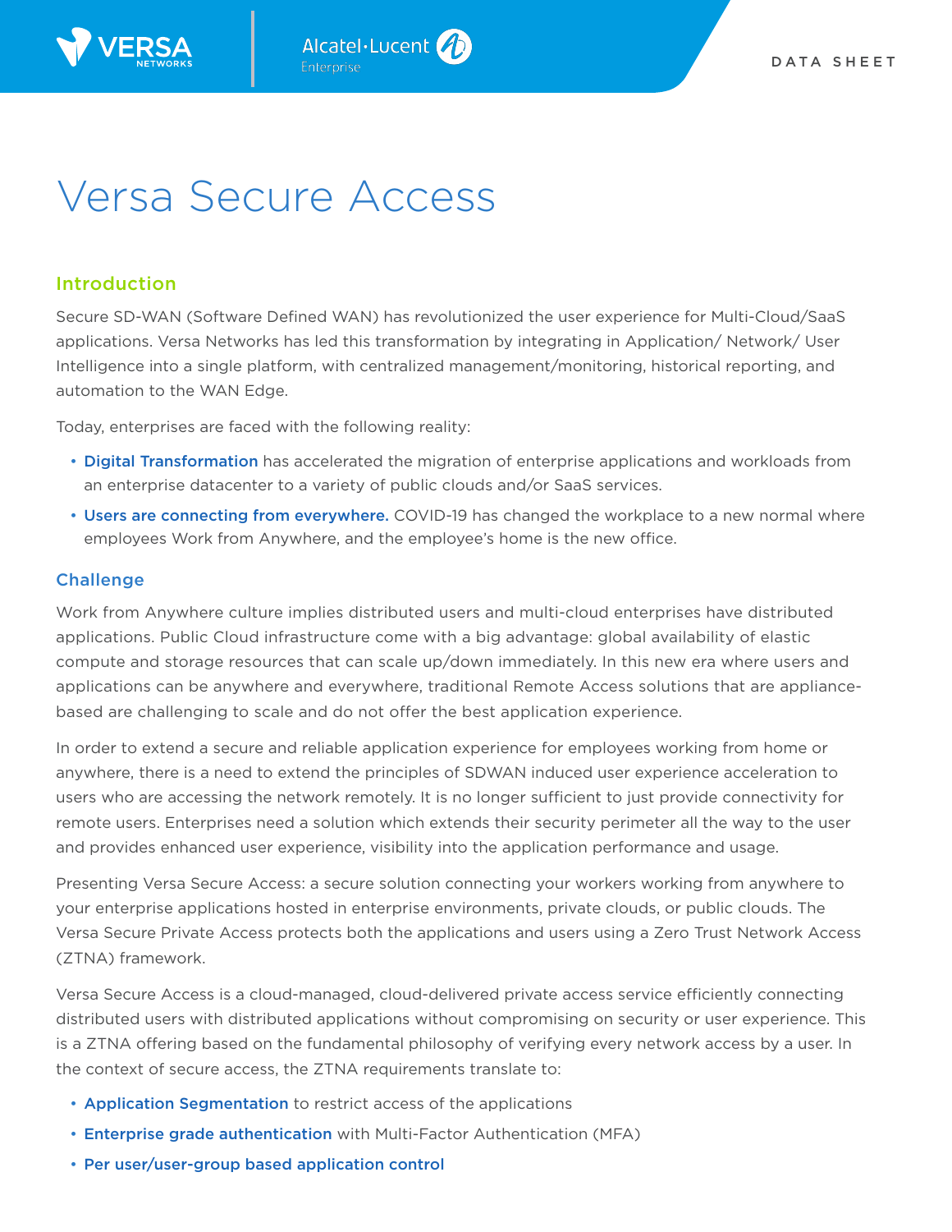# Versa Secure Access

## Introduction

Secure SD-WAN (Software Defined WAN) has revolutionized the user experience for Multi-Cloud/SaaS applications. Versa Networks has led this transformation by integrating in Application/ Network/ User Intelligence into a single platform, with centralized management/monitoring, historical reporting, and automation to the WAN Edge.

Today, enterprises are faced with the following reality:

- **Digital Transformation** has accelerated the migration of enterprise applications and workloads from an enterprise datacenter to a variety of public clouds and/or SaaS services.
- **Users are connecting from everywhere.** COVID-19 has changed the workplace to a new normal where employees Work from Anywhere, and the employee's home is the new office.

## Challenge

Work from Anywhere culture implies distributed users and multi-cloud enterprises have distributed applications. Public Cloud infrastructure come with a big advantage: global availability of elastic compute and storage resources that can scale up/down immediately. In this new era where users and applications can be anywhere and everywhere, traditional Remote Access solutions that are appliance-based are challenging to scale and do not offer the best application experience.

In order to extend a secure and reliable application experience for employees working from home or anywhere, there is a need to extend the principles of SDWAN induced user experience acceleration to users who are accessing the network remotely. It is no longer sufficient to just provide connectivity for remote users. Enterprises need a solution which extends their security perimeter all the way to the user and provides enhanced user experience, visibility into the application performance and usage.

Presenting Versa Secure Access: a secure solution connecting your workers working from anywhere to your enterprise applications hosted in enterprise environments, private clouds, or public clouds. The Versa Secure Private Access protects both the applications and users using a Zero Trust Network Access (ZTNA) framework.

Versa Secure Access is a cloud-managed, cloud-delivered private access service efficiently connecting distributed users with distributed applications without compromising on security or user experience. This is a ZTNA offering based on the fundamental philosophy of verifying every network access by a user. In the context of secure access, the ZTNA requirements translate to:

- **Application Segmentation** to restrict access of the applications
- **Enterprise grade authentication** with Multi-Factor Authentication (MFA)
- **Per user/user-group based application control**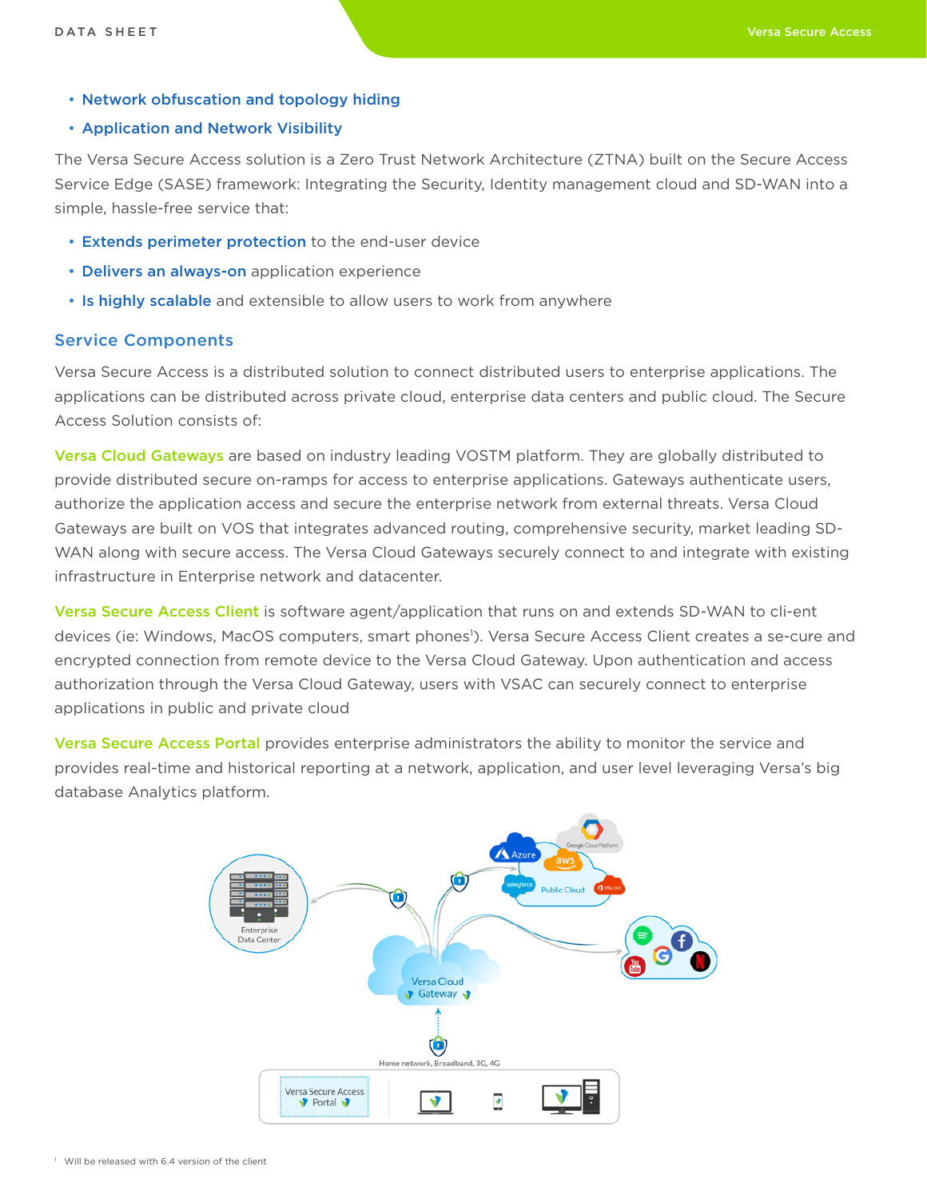- Network obfuscation and topology hiding
- Application and Network Visibility

The Versa Secure Access solution is a Zero Trust Network Architecture (ZTNA) built on the Secure Access Service Edge (SASE) framework: Integrating the Security, Identity management cloud and SD-WAN into a simple, hassle-free service that:

- **Extends perimeter protection** to the end-user device
- **Delivers an always-on** application experience
- **Is highly scalable** and extensible to allow users to work from anywhere

## Service Components

Versa Secure Access is a distributed solution to connect distributed users to enterprise applications. The applications can be distributed across private cloud, enterprise data centers and public cloud. The Secure Access Solution consists of:

**Versa Cloud Gateways** are based on industry leading VOSTM platform. They are globally distributed to provide distributed secure on-ramps for access to enterprise applications. Gateways authenticate users, authorize the application access and secure the enterprise network from external threats. Versa Cloud Gateways are built on VOS that integrates advanced routing, comprehensive security, market leading SD-WAN along with secure access. The Versa Cloud Gateways securely connect to and integrate with existing infrastructure in Enterprise network and datacenter.

**Versa Secure Access Client** is software agent/application that runs on and extends SD-WAN to cli-ent devices (ie: Windows, MacOS computers, smart phones[1]). Versa Secure Access Client creates a se-cure and encrypted connection from remote device to the Versa Cloud Gateway. Upon authentication and access authorization through the Versa Cloud Gateway, users with VSAC can securely connect to enterprise applications in public and private cloud

**Versa Secure Access Portal** provides enterprise administrators the ability to monitor the service and provides real-time and historical reporting at a network, application, and user level leveraging Versa's big database Analytics platform.

[1] Will be released with 6.4 version of the client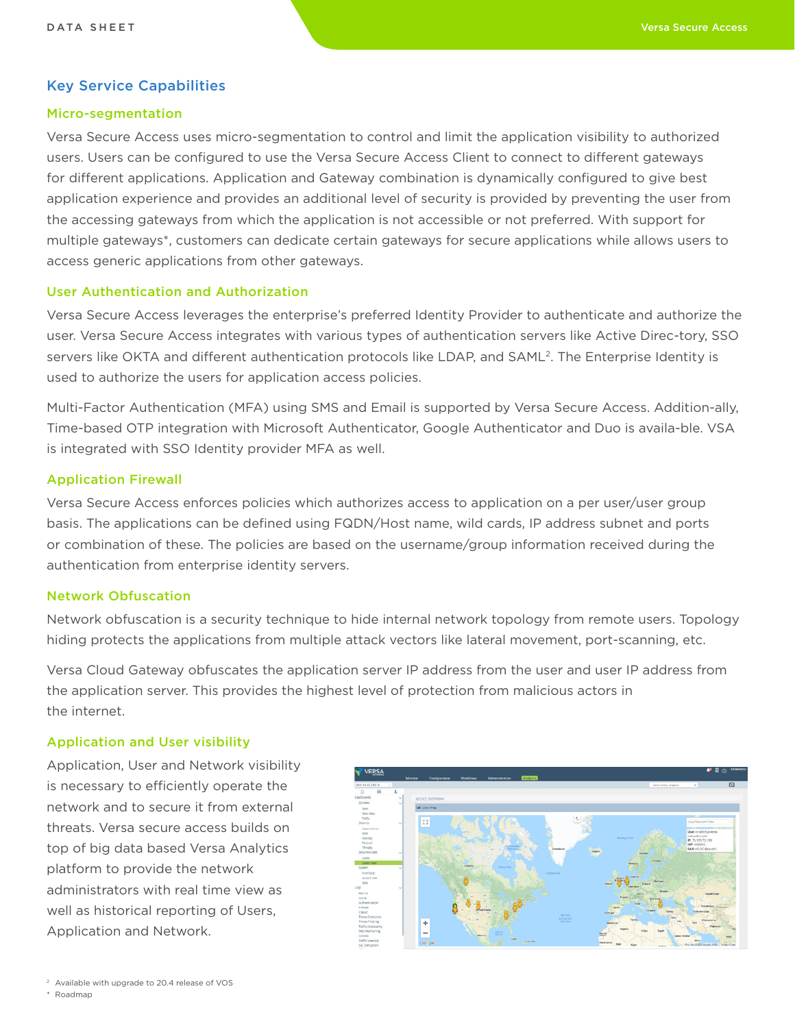## Key Service Capabilities

### Micro-segmentation

Versa Secure Access uses micro-segmentation to control and limit the application visibility to authorized users. Users can be configured to use the Versa Secure Access Client to connect to different gateways for different applications. Application and Gateway combination is dynamically configured to give best application experience and provides an additional level of security is provided by preventing the user from the accessing gateways from which the application is not accessible or not preferred. With support for multiple gateways*, customers can dedicate certain gateways for secure applications while allows users to access generic applications from other gateways.

### User Authentication and Authorization

Versa Secure Access leverages the enterprise's preferred Identity Provider to authenticate and authorize the user. Versa Secure Access integrates with various types of authentication servers like Active Direc-tory, SSO servers like OKTA and different authentication protocols like LDAP, and SAML[2]. The Enterprise Identity is used to authorize the users for application access policies.

Multi-Factor Authentication (MFA) using SMS and Email is supported by Versa Secure Access. Addition-ally, Time-based OTP integration with Microsoft Authenticator, Google Authenticator and Duo is availa-ble. VSA is integrated with SSO Identity provider MFA as well.

### Application Firewall

Versa Secure Access enforces policies which authorizes access to application on a per user/user group basis. The applications can be defined using FQDN/Host name, wild cards, IP address subnet and ports or combination of these. The policies are based on the username/group information received during the authentication from enterprise identity servers.

### Network Obfuscation

Network obfuscation is a security technique to hide internal network topology from remote users. Topology hiding protects the applications from multiple attack vectors like lateral movement, port-scanning, etc.

Versa Cloud Gateway obfuscates the application server IP address from the user and user IP address from the application server. This provides the highest level of protection from malicious actors in the internet.

### Application and User visibility

Application, User and Network visibility is necessary to efficiently operate the network and to secure it from external threats. Versa secure access builds on top of big data based Versa Analytics platform to provide the network administrators with real time view as well as historical reporting of Users, Application and Network.

[2] Available with upgrade to 20.4 release of VOS

* Roadmap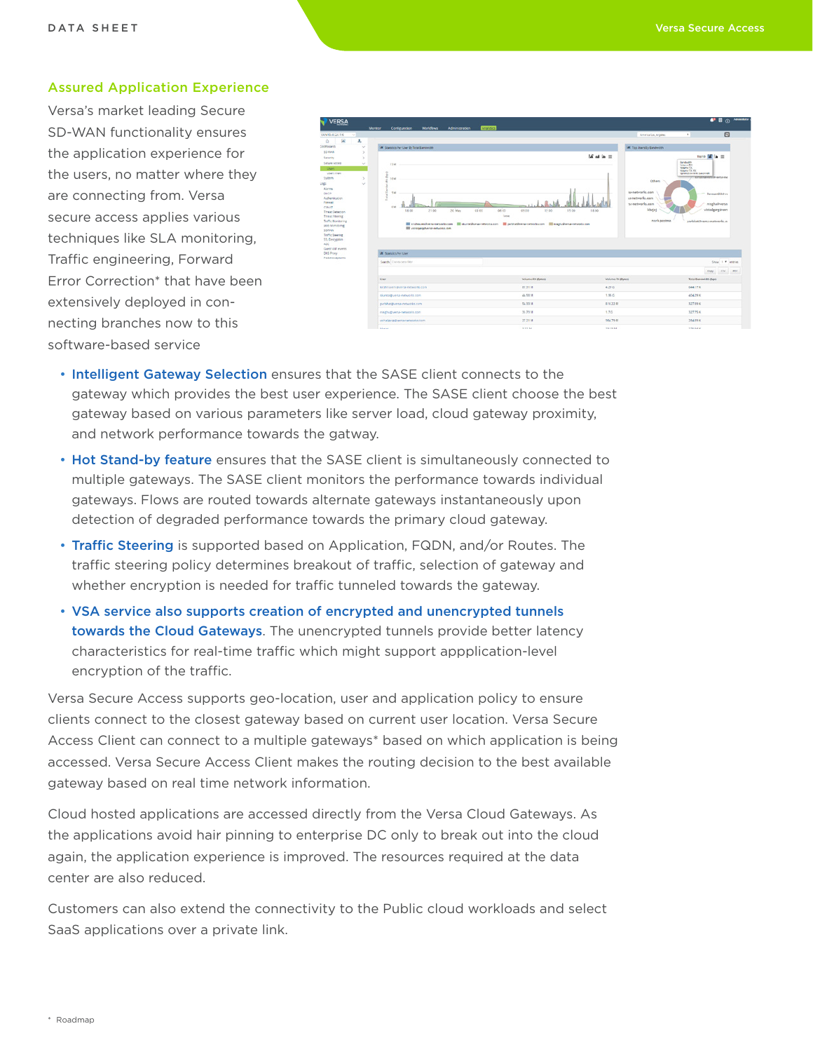## Assured Application Experience

Versa's market leading Secure SD-WAN functionality ensures the application experience for the users, no matter where they are connecting from. Versa secure access applies various techniques like SLA monitoring, Traffic engineering, Forward Error Correction* that have been extensively deployed in connecting branches now to this software-based service

- **Intelligent Gateway Selection** ensures that the SASE client connects to the gateway which provides the best user experience. The SASE client choose the best gateway based on various parameters like server load, cloud gateway proximity, and network performance towards the gatway.
- **Hot Stand-by feature** ensures that the SASE client is simultaneously connected to multiple gateways. The SASE client monitors the performance towards individual gateways. Flows are routed towards alternate gateways instantaneously upon detection of degraded performance towards the primary cloud gateway.
- **Traffic Steering** is supported based on Application, FQDN, and/or Routes. The traffic steering policy determines breakout of traffic, selection of gateway and whether encryption is needed for traffic tunneled towards the gateway.
- **VSA service also supports creation of encrypted and unencrypted tunnels towards the Cloud Gateways**. The unencrypted tunnels provide better latency characteristics for real-time traffic which might support appplication-level encryption of the traffic.

Versa Secure Access supports geo-location, user and application policy to ensure clients connect to the closest gateway based on current user location. Versa Secure Access Client can connect to a multiple gateways* based on which application is being accessed. Versa Secure Access Client makes the routing decision to the best available gateway based on real time network information.

Cloud hosted applications are accessed directly from the Versa Cloud Gateways. As the applications avoid hair pinning to enterprise DC only to break out into the cloud again, the application experience is improved. The resources required at the data center are also reduced.

Customers can also extend the connectivity to the Public cloud workloads and select SaaS applications over a private link.

\* Roadmap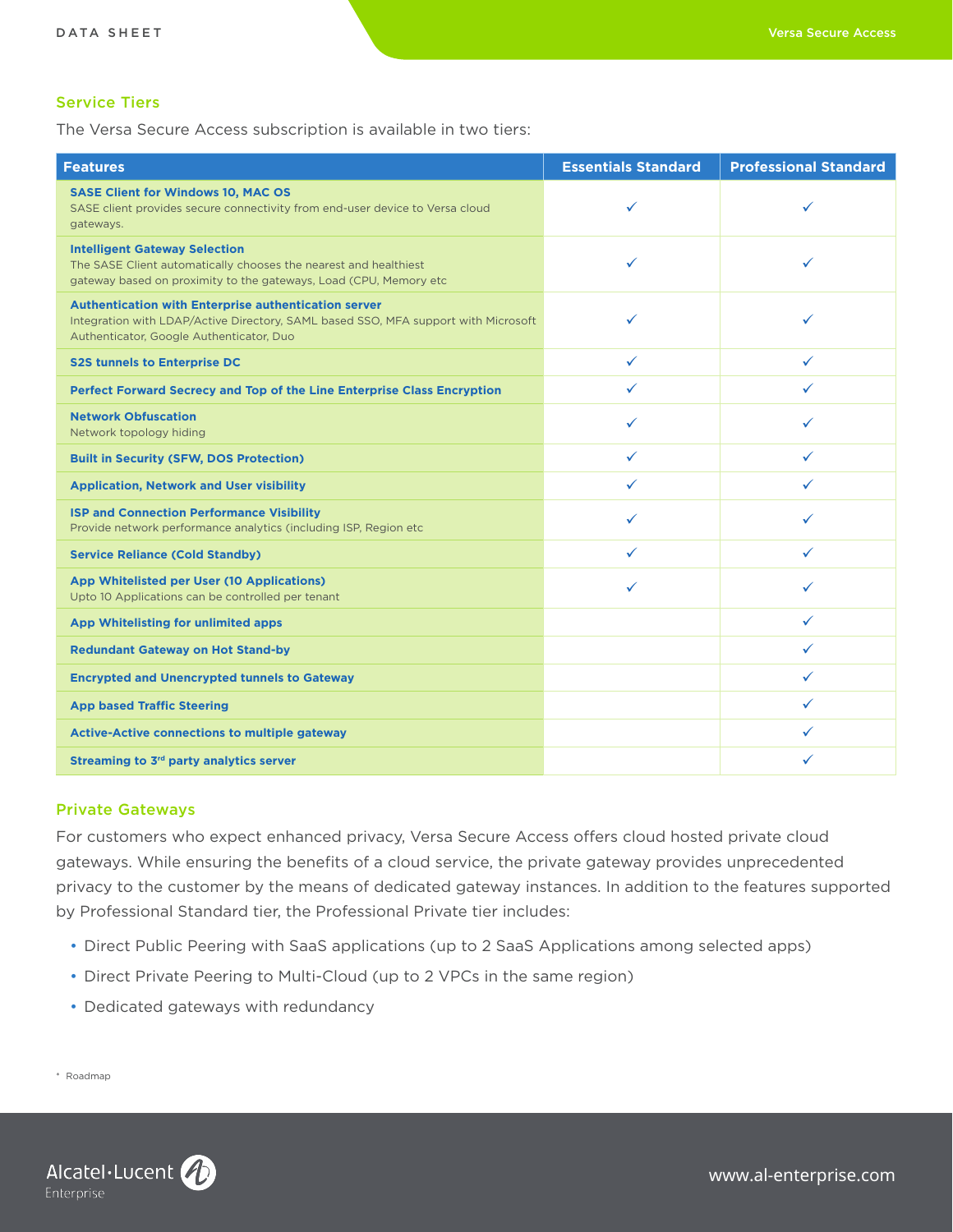## Service Tiers

The Versa Secure Access subscription is available in two tiers:

| Features | Essentials Standard | Professional Standard |
|---|---|---|
| **SASE Client for Windows 10, MAC OS**<br>SASE client provides secure connectivity from end-user device to Versa cloud gateways. | ✓ | ✓ |
| **Intelligent Gateway Selection**<br>The SASE Client automatically chooses the nearest and healthiest gateway based on proximity to the gateways, Load (CPU, Memory etc | ✓ | ✓ |
| **Authentication with Enterprise authentication server**<br>Integration with LDAP/Active Directory, SAML based SSO, MFA support with Microsoft Authenticator, Google Authenticator, Duo | ✓ | ✓ |
| **S2S tunnels to Enterprise DC** | ✓ | ✓ |
| **Perfect Forward Secrecy and Top of the Line Enterprise Class Encryption** | ✓ | ✓ |
| **Network Obfuscation**<br>Network topology hiding | ✓ | ✓ |
| **Built in Security (SFW, DOS Protection)** | ✓ | ✓ |
| **Application, Network and User visibility** | ✓ | ✓ |
| **ISP and Connection Performance Visibility**<br>Provide network performance analytics (including ISP, Region etc | ✓ | ✓ |
| **Service Reliance (Cold Standby)** | ✓ | ✓ |
| **App Whitelisted per User (10 Applications)**<br>Upto 10 Applications can be controlled per tenant | ✓ | ✓ |
| **App Whitelisting for unlimited apps** | | ✓ |
| **Redundant Gateway on Hot Stand-by** | | ✓ |
| **Encrypted and Unencrypted tunnels to Gateway** | | ✓ |
| **App based Traffic Steering** | | ✓ |
| **Active-Active connections to multiple gateway** | | ✓ |
| **Streaming to 3rd party analytics server** | | ✓ |

## Private Gateways

For customers who expect enhanced privacy, Versa Secure Access offers cloud hosted private cloud gateways. While ensuring the benefits of a cloud service, the private gateway provides unprecedented privacy to the customer by the means of dedicated gateway instances. In addition to the features supported by Professional Standard tier, the Professional Private tier includes:

- Direct Public Peering with SaaS applications (up to 2 SaaS Applications among selected apps)
- Direct Private Peering to Multi-Cloud (up to 2 VPCs in the same region)
- Dedicated gateways with redundancy

* Roadmap